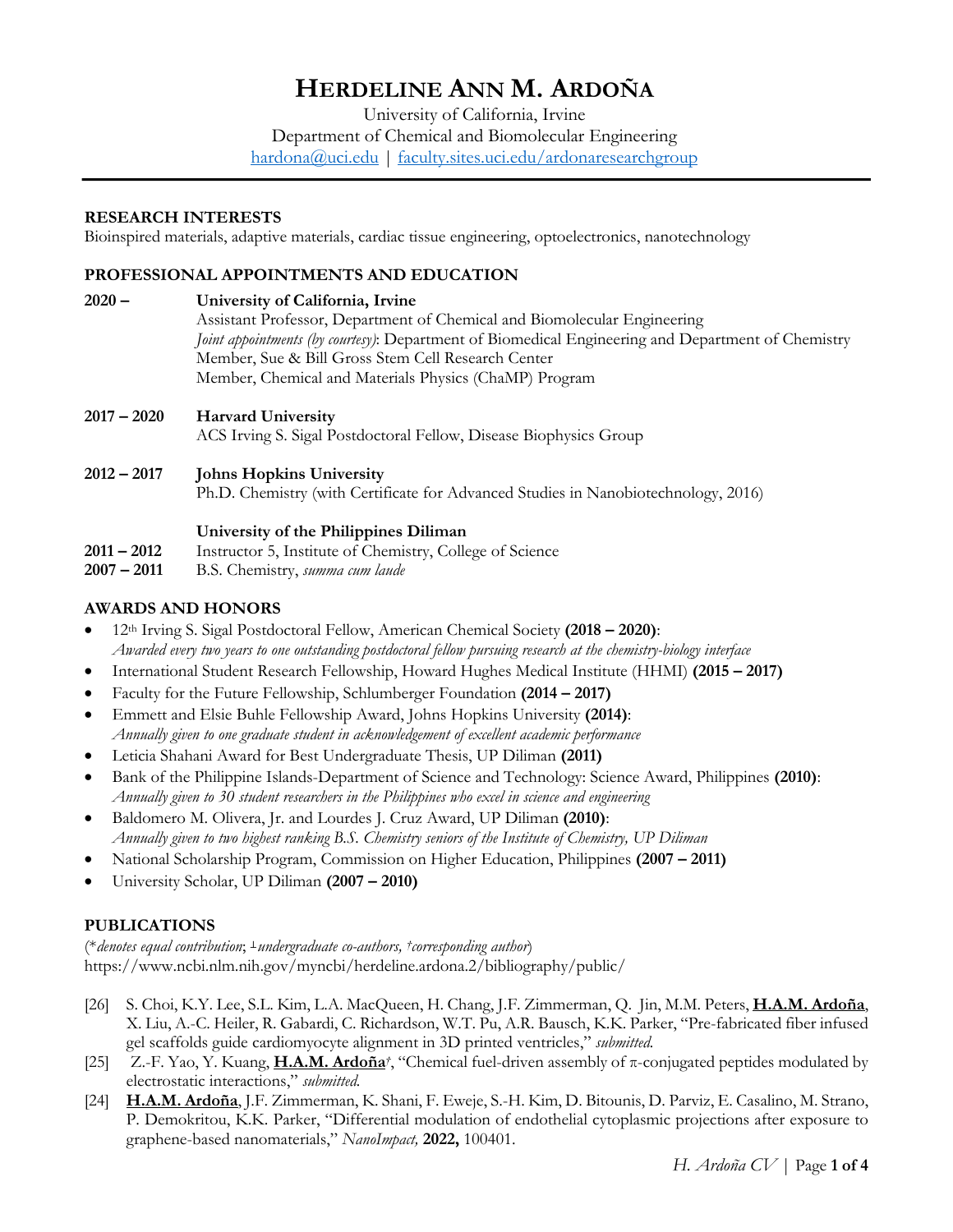# HERDELINE ANN M. ARDOÑA

University of California, Irvine
Department of Chemical and Biomolecular Engineering
hardona@uci.edu | faculty.sites.uci.edu/ardonaresearchgroup

## RESEARCH INTERESTS

Bioinspired materials, adaptive materials, cardiac tissue engineering, optoelectronics, nanotechnology

## PROFESSIONAL APPOINTMENTS AND EDUCATION

**2020 –** **University of California, Irvine**
Assistant Professor, Department of Chemical and Biomolecular Engineering
*Joint appointments (by courtesy)*: Department of Biomedical Engineering and Department of Chemistry
Member, Sue & Bill Gross Stem Cell Research Center
Member, Chemical and Materials Physics (ChaMP) Program

**2017 – 2020** **Harvard University**
ACS Irving S. Sigal Postdoctoral Fellow, Disease Biophysics Group

**2012 – 2017** **Johns Hopkins University**
Ph.D. Chemistry (with Certificate for Advanced Studies in Nanobiotechnology, 2016)

**University of the Philippines Diliman**
**2011 – 2012** Instructor 5, Institute of Chemistry, College of Science
**2007 – 2011** B.S. Chemistry, *summa cum laude*

## AWARDS AND HONORS

- 12th Irving S. Sigal Postdoctoral Fellow, American Chemical Society **(2018 – 2020)**:
  *Awarded every two years to one outstanding postdoctoral fellow pursuing research at the chemistry-biology interface*
- International Student Research Fellowship, Howard Hughes Medical Institute (HHMI) **(2015 – 2017)**
- Faculty for the Future Fellowship, Schlumberger Foundation **(2014 – 2017)**
- Emmett and Elsie Buhle Fellowship Award, Johns Hopkins University **(2014)**:
  *Annually given to one graduate student in acknowledgement of excellent academic performance*
- Leticia Shahani Award for Best Undergraduate Thesis, UP Diliman **(2011)**
- Bank of the Philippine Islands-Department of Science and Technology: Science Award, Philippines **(2010)**:
  *Annually given to 30 student researchers in the Philippines who excel in science and engineering*
- Baldomero M. Olivera, Jr. and Lourdes J. Cruz Award, UP Diliman **(2010)**:
  *Annually given to two highest ranking B.S. Chemistry seniors of the Institute of Chemistry, UP Diliman*
- National Scholarship Program, Commission on Higher Education, Philippines **(2007 – 2011)**
- University Scholar, UP Diliman **(2007 – 2010)**

## PUBLICATIONS

(*\*denotes equal contribution*; *⊥undergraduate co-authors, †corresponding author*)
https://www.ncbi.nlm.nih.gov/myncbi/herdeline.ardona.2/bibliography/public/

[26] S. Choi, K.Y. Lee, S.L. Kim, L.A. MacQueen, H. Chang, J.F. Zimmerman, Q. Jin, M.M. Peters, **H.A.M. Ardoña**, X. Liu, A.-C. Heiler, R. Gabardi, C. Richardson, W.T. Pu, A.R. Bausch, K.K. Parker, "Pre-fabricated fiber infused gel scaffolds guide cardiomyocyte alignment in 3D printed ventricles," *submitted.*

[25] Z.-F. Yao, Y. Kuang, **H.A.M. Ardoña**†, "Chemical fuel-driven assembly of π-conjugated peptides modulated by electrostatic interactions," *submitted.*

[24] **H.A.M. Ardoña**, J.F. Zimmerman, K. Shani, F. Eweje, S.-H. Kim, D. Bitounis, D. Parviz, E. Casalino, M. Strano, P. Demokritou, K.K. Parker, "Differential modulation of endothelial cytoplasmic projections after exposure to graphene-based nanomaterials," *NanoImpact,* **2022,** 100401.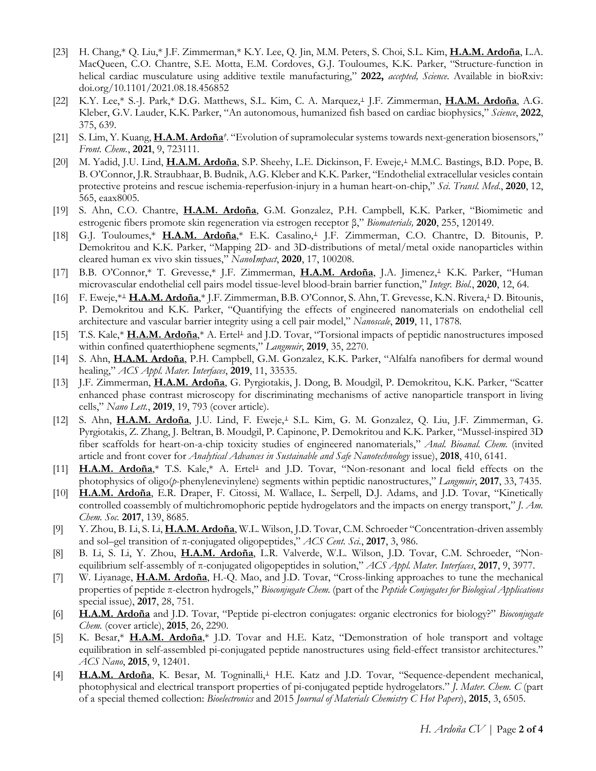[23] H. Chang,* Q. Liu,* J.F. Zimmerman,* K.Y. Lee, Q. Jin, M.M. Peters, S. Choi, S.L. Kim, **H.A.M. Ardoña**, L.A. MacQueen, C.O. Chantre, S.E. Motta, E.M. Cordoves, G.J. Touloumes, K.K. Parker, "Structure-function in helical cardiac musculature using additive textile manufacturing," **2022,** *accepted, Science*. Available in bioRxiv: doi.org/10.1101/2021.08.18.456852

[22] K.Y. Lee,* S.-J. Park,* D.G. Matthews, S.L. Kim, C. A. Marquez,⊥ J.F. Zimmerman, **H.A.M. Ardoña**, A.G. Kleber, G.V. Lauder, K.K. Parker, "An autonomous, humanized fish based on cardiac biophysics," *Science*, **2022**, 375, 639.

[21] S. Lim, Y. Kuang, **H.A.M. Ardoña**†. "Evolution of supramolecular systems towards next-generation biosensors," *Front. Chem.*, **2021**, 9, 723111.

[20] M. Yadid, J.U. Lind, **H.A.M. Ardoña**, S.P. Sheehy, L.E. Dickinson, F. Eweje,⊥ M.M.C. Bastings, B.D. Pope, B. B. O'Connor, J.R. Straubhaar, B. Budnik, A.G. Kleber and K.K. Parker, "Endothelial extracellular vesicles contain protective proteins and rescue ischemia-reperfusion-injury in a human heart-on-chip," *Sci. Transl. Med.*, **2020**, 12, 565, eaax8005.

[19] S. Ahn, C.O. Chantre, **H.A.M. Ardoña**, G.M. Gonzalez, P.H. Campbell, K.K. Parker, "Biomimetic and estrogenic fibers promote skin regeneration via estrogen receptor β," *Biomaterials,* **2020**, 255, 120149.

[18] G.J. Touloumes,* **H.A.M. Ardoña**,* E.K. Casalino,⊥ J.F. Zimmerman, C.O. Chantre, D. Bitounis, P. Demokritou and K.K. Parker, "Mapping 2D- and 3D-distributions of metal/metal oxide nanoparticles within cleared human ex vivo skin tissues," *NanoImpact*, **2020**, 17, 100208.

[17] B.B. O'Connor,* T. Grevesse,* J.F. Zimmerman, **H.A.M. Ardoña**, J.A. Jimenez,⊥ K.K. Parker, "Human microvascular endothelial cell pairs model tissue-level blood-brain barrier function," *Integr. Biol.*, **2020**, 12, 64.

[16] F. Eweje,*⊥ **H.A.M. Ardoña**,* J.F. Zimmerman, B.B. O'Connor, S. Ahn, T. Grevesse, K.N. Rivera,⊥ D. Bitounis, P. Demokritou and K.K. Parker, "Quantifying the effects of engineered nanomaterials on endothelial cell architecture and vascular barrier integrity using a cell pair model," *Nanoscale*, **2019**, 11, 17878.

[15] T.S. Kale,* **H.A.M. Ardoña**,* A. Ertel⊥ and J.D. Tovar, "Torsional impacts of peptidic nanostructures imposed within confined quaterthiophene segments," *Langmuir*, **2019**, 35, 2270.

[14] S. Ahn, **H.A.M. Ardoña**, P.H. Campbell, G.M. Gonzalez, K.K. Parker, "Alfalfa nanofibers for dermal wound healing," *ACS Appl. Mater. Interfaces*, **2019**, 11, 33535.

[13] J.F. Zimmerman, **H.A.M. Ardoña**, G. Pyrgiotakis, J. Dong, B. Moudgil, P. Demokritou, K.K. Parker, "Scatter enhanced phase contrast microscopy for discriminating mechanisms of active nanoparticle transport in living cells," *Nano Lett.*, **2019**, 19, 793 (cover article).

[12] S. Ahn, **H.A.M. Ardoña**, J.U. Lind, F. Eweje,⊥ S.L. Kim, G. M. Gonzalez, Q. Liu, J.F. Zimmerman, G. Pyrgiotakis, Z. Zhang, J. Beltran, B. Moudgil, P. Capinone, P. Demokritou and K.K. Parker, "Mussel-inspired 3D fiber scaffolds for heart-on-a-chip toxicity studies of engineered nanomaterials," *Anal. Bioanal. Chem.* (invited article and front cover for *Analytical Advances in Sustainable and Safe Nanotechnology* issue), **2018**, 410, 6141.

[11] **H.A.M. Ardoña**,* T.S. Kale,* A. Ertel⊥ and J.D. Tovar, "Non-resonant and local field effects on the photophysics of oligo(*p*-phenylenevinylene) segments within peptidic nanostructures," *Langmuir*, **2017**, 33, 7435.

[10] **H.A.M. Ardoña**, E.R. Draper, F. Citossi, M. Wallace, L. Serpell, D.J. Adams, and J.D. Tovar, "Kinetically controlled coassembly of multichromophoric peptide hydrogelators and the impacts on energy transport," *J. Am. Chem. Soc.* **2017**, 139, 8685.

[9] Y. Zhou, B. Li, S. Li, **H.A.M. Ardoña**, W.L. Wilson, J.D. Tovar, C.M. Schroeder "Concentration-driven assembly and sol–gel transition of π-conjugated oligopeptides," *ACS Cent. Sci.*, **2017**, 3, 986.

[8] B. Li, S. Li, Y. Zhou, **H.A.M. Ardoña**, L.R. Valverde, W.L. Wilson, J.D. Tovar, C.M. Schroeder, "Non-equilibrium self-assembly of π-conjugated oligopeptides in solution," *ACS Appl. Mater. Interfaces*, **2017**, 9, 3977.

[7] W. Liyanage, **H.A.M. Ardoña**, H.-Q. Mao, and J.D. Tovar, "Cross-linking approaches to tune the mechanical properties of peptide π-electron hydrogels," *Bioconjugate Chem.* (part of the *Peptide Conjugates for Biological Applications* special issue), **2017**, 28, 751.

[6] **H.A.M. Ardoña** and J.D. Tovar, "Peptide pi-electron conjugates: organic electronics for biology?" *Bioconjugate Chem.* (cover article), **2015**, 26, 2290.

[5] K. Besar,* **H.A.M. Ardoña**,* J.D. Tovar and H.E. Katz, "Demonstration of hole transport and voltage equilibration in self-assembled pi-conjugated peptide nanostructures using field-effect transistor architectures." *ACS Nano*, **2015**, 9, 12401.

[4] **H.A.M. Ardoña**, K. Besar, M. Togninalli,⊥ H.E. Katz and J.D. Tovar, "Sequence-dependent mechanical, photophysical and electrical transport properties of pi-conjugated peptide hydrogelators." *J. Mater. Chem. C* (part of a special themed collection: *Bioelectronics* and 2015 *Journal of Materials Chemistry C Hot Papers*), **2015**, 3, 6505.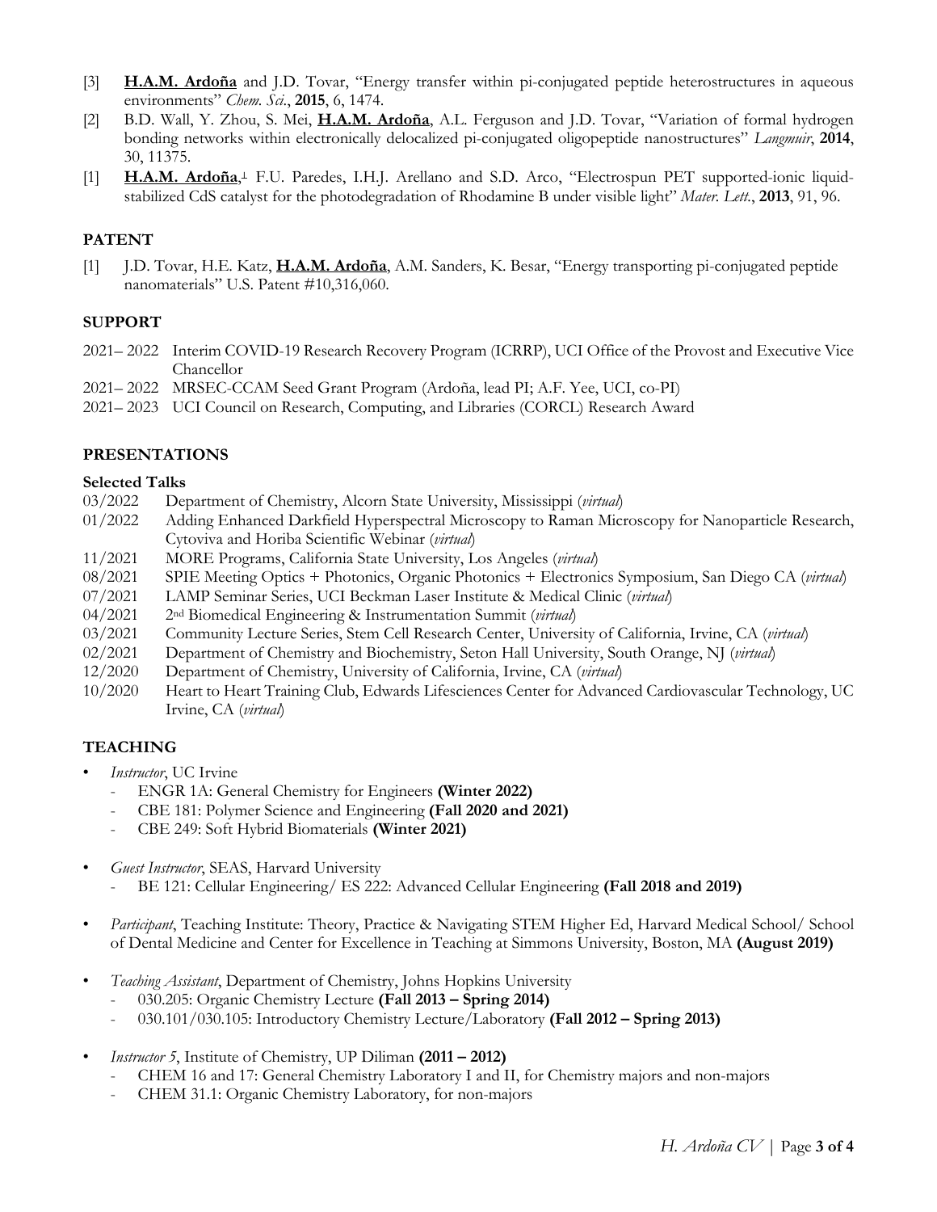[3] **H.A.M. Ardoña** and J.D. Tovar, "Energy transfer within pi-conjugated peptide heterostructures in aqueous environments" *Chem. Sci*., **2015**, 6, 1474.

[2] B.D. Wall, Y. Zhou, S. Mei, **H.A.M. Ardoña**, A.L. Ferguson and J.D. Tovar, "Variation of formal hydrogen bonding networks within electronically delocalized pi-conjugated oligopeptide nanostructures" *Langmuir*, **2014**, 30, 11375.

[1] **H.A.M. Ardoña**,[⊥] F.U. Paredes, I.H.J. Arellano and S.D. Arco, "Electrospun PET supported-ionic liquid-stabilized CdS catalyst for the photodegradation of Rhodamine B under visible light" *Mater. Lett.*, **2013**, 91, 96.

## PATENT

[1] J.D. Tovar, H.E. Katz, **H.A.M. Ardoña**, A.M. Sanders, K. Besar, "Energy transporting pi-conjugated peptide nanomaterials" U.S. Patent #10,316,060.

## SUPPORT

2021– 2022 Interim COVID-19 Research Recovery Program (ICRRP), UCI Office of the Provost and Executive Vice Chancellor

2021– 2022 MRSEC-CCAM Seed Grant Program (Ardoña, lead PI; A.F. Yee, UCI, co-PI)

2021– 2023 UCI Council on Research, Computing, and Libraries (CORCL) Research Award

## PRESENTATIONS

### Selected Talks

03/2022 Department of Chemistry, Alcorn State University, Mississippi (*virtual*)

01/2022 Adding Enhanced Darkfield Hyperspectral Microscopy to Raman Microscopy for Nanoparticle Research, Cytoviva and Horiba Scientific Webinar (*virtual*)

11/2021 MORE Programs, California State University, Los Angeles (*virtual*)

08/2021 SPIE Meeting Optics + Photonics, Organic Photonics + Electronics Symposium, San Diego CA (*virtual*)

07/2021 LAMP Seminar Series, UCI Beckman Laser Institute & Medical Clinic (*virtual*)

04/2021 2nd Biomedical Engineering & Instrumentation Summit (*virtual*)

03/2021 Community Lecture Series, Stem Cell Research Center, University of California, Irvine, CA (*virtual*)

02/2021 Department of Chemistry and Biochemistry, Seton Hall University, South Orange, NJ (*virtual*)

12/2020 Department of Chemistry, University of California, Irvine, CA (*virtual*)

10/2020 Heart to Heart Training Club, Edwards Lifesciences Center for Advanced Cardiovascular Technology, UC Irvine, CA (*virtual*)

## TEACHING

- *Instructor*, UC Irvine
  - ENGR 1A: General Chemistry for Engineers **(Winter 2022)**
  - CBE 181: Polymer Science and Engineering **(Fall 2020 and 2021)**
  - CBE 249: Soft Hybrid Biomaterials **(Winter 2021)**

- *Guest Instructor*, SEAS, Harvard University
  - BE 121: Cellular Engineering/ ES 222: Advanced Cellular Engineering **(Fall 2018 and 2019)**

- *Participant*, Teaching Institute: Theory, Practice & Navigating STEM Higher Ed, Harvard Medical School/ School of Dental Medicine and Center for Excellence in Teaching at Simmons University, Boston, MA **(August 2019)**

- *Teaching Assistant*, Department of Chemistry, Johns Hopkins University
  - 030.205: Organic Chemistry Lecture **(Fall 2013 – Spring 2014)**
  - 030.101/030.105: Introductory Chemistry Lecture/Laboratory **(Fall 2012 – Spring 2013)**

- *Instructor 5*, Institute of Chemistry, UP Diliman **(2011 – 2012)**
  - CHEM 16 and 17: General Chemistry Laboratory I and II, for Chemistry majors and non-majors
  - CHEM 31.1: Organic Chemistry Laboratory, for non-majors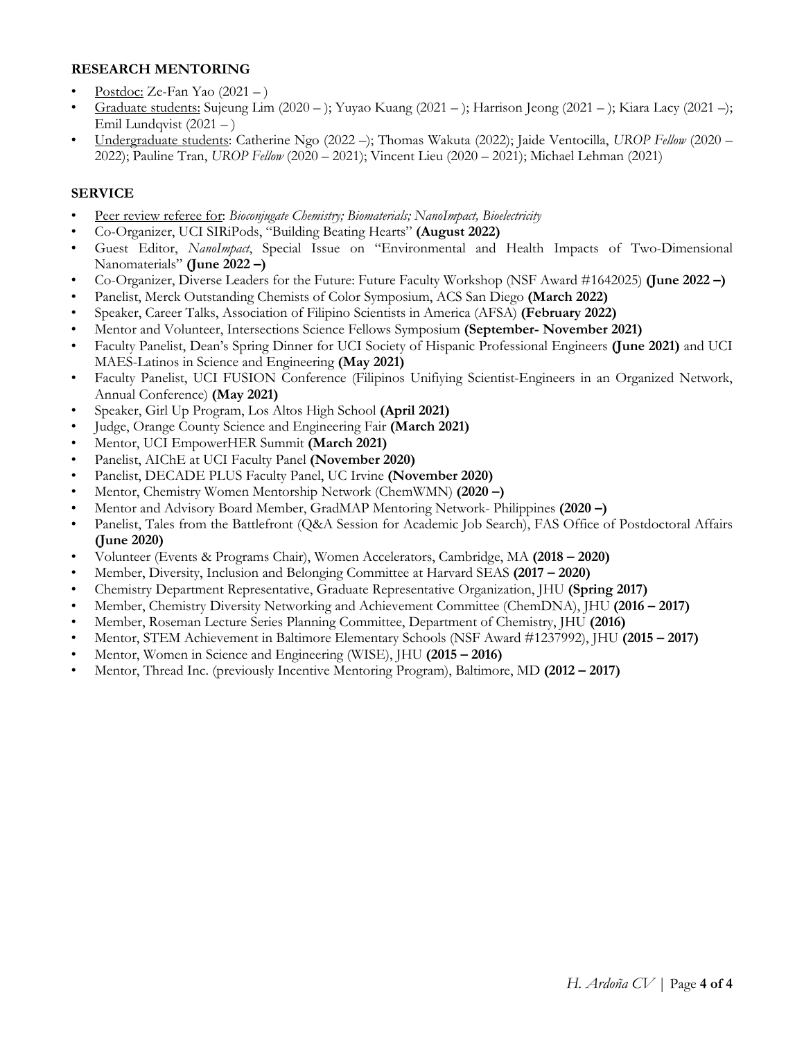## RESEARCH MENTORING

- Postdoc: Ze-Fan Yao (2021 – )
- Graduate students: Sujeung Lim (2020 – ); Yuyao Kuang (2021 – ); Harrison Jeong (2021 – ); Kiara Lacy (2021 –); Emil Lundqvist (2021 – )
- Undergraduate students: Catherine Ngo (2022 –); Thomas Wakuta (2022); Jaide Ventocilla, *UROP Fellow* (2020 – 2022); Pauline Tran, *UROP Fellow* (2020 – 2021); Vincent Lieu (2020 – 2021); Michael Lehman (2021)

## SERVICE

- Peer review referee for: *Bioconjugate Chemistry; Biomaterials; NanoImpact, Bioelectricity*
- Co-Organizer, UCI SIRiPods, "Building Beating Hearts" **(August 2022)**
- Guest Editor, *NanoImpact*, Special Issue on "Environmental and Health Impacts of Two-Dimensional Nanomaterials" **(June 2022 –)**
- Co-Organizer, Diverse Leaders for the Future: Future Faculty Workshop (NSF Award #1642025) **(June 2022 –)**
- Panelist, Merck Outstanding Chemists of Color Symposium, ACS San Diego **(March 2022)**
- Speaker, Career Talks, Association of Filipino Scientists in America (AFSA) **(February 2022)**
- Mentor and Volunteer, Intersections Science Fellows Symposium **(September- November 2021)**
- Faculty Panelist, Dean's Spring Dinner for UCI Society of Hispanic Professional Engineers **(June 2021)** and UCI MAES-Latinos in Science and Engineering **(May 2021)**
- Faculty Panelist, UCI FUSION Conference (Filipinos Unifiying Scientist-Engineers in an Organized Network, Annual Conference) **(May 2021)**
- Speaker, Girl Up Program, Los Altos High School **(April 2021)**
- Judge, Orange County Science and Engineering Fair **(March 2021)**
- Mentor, UCI EmpowerHER Summit **(March 2021)**
- Panelist, AIChE at UCI Faculty Panel **(November 2020)**
- Panelist, DECADE PLUS Faculty Panel, UC Irvine **(November 2020)**
- Mentor, Chemistry Women Mentorship Network (ChemWMN) **(2020 –)**
- Mentor and Advisory Board Member, GradMAP Mentoring Network- Philippines **(2020 –)**
- Panelist, Tales from the Battlefront (Q&A Session for Academic Job Search), FAS Office of Postdoctoral Affairs **(June 2020)**
- Volunteer (Events & Programs Chair), Women Accelerators, Cambridge, MA **(2018 – 2020)**
- Member, Diversity, Inclusion and Belonging Committee at Harvard SEAS **(2017 – 2020)**
- Chemistry Department Representative, Graduate Representative Organization, JHU **(Spring 2017)**
- Member, Chemistry Diversity Networking and Achievement Committee (ChemDNA), JHU **(2016 – 2017)**
- Member, Roseman Lecture Series Planning Committee, Department of Chemistry, JHU **(2016)**
- Mentor, STEM Achievement in Baltimore Elementary Schools (NSF Award #1237992), JHU **(2015 – 2017)**
- Mentor, Women in Science and Engineering (WISE), JHU **(2015 – 2016)**
- Mentor, Thread Inc. (previously Incentive Mentoring Program), Baltimore, MD **(2012 – 2017)**